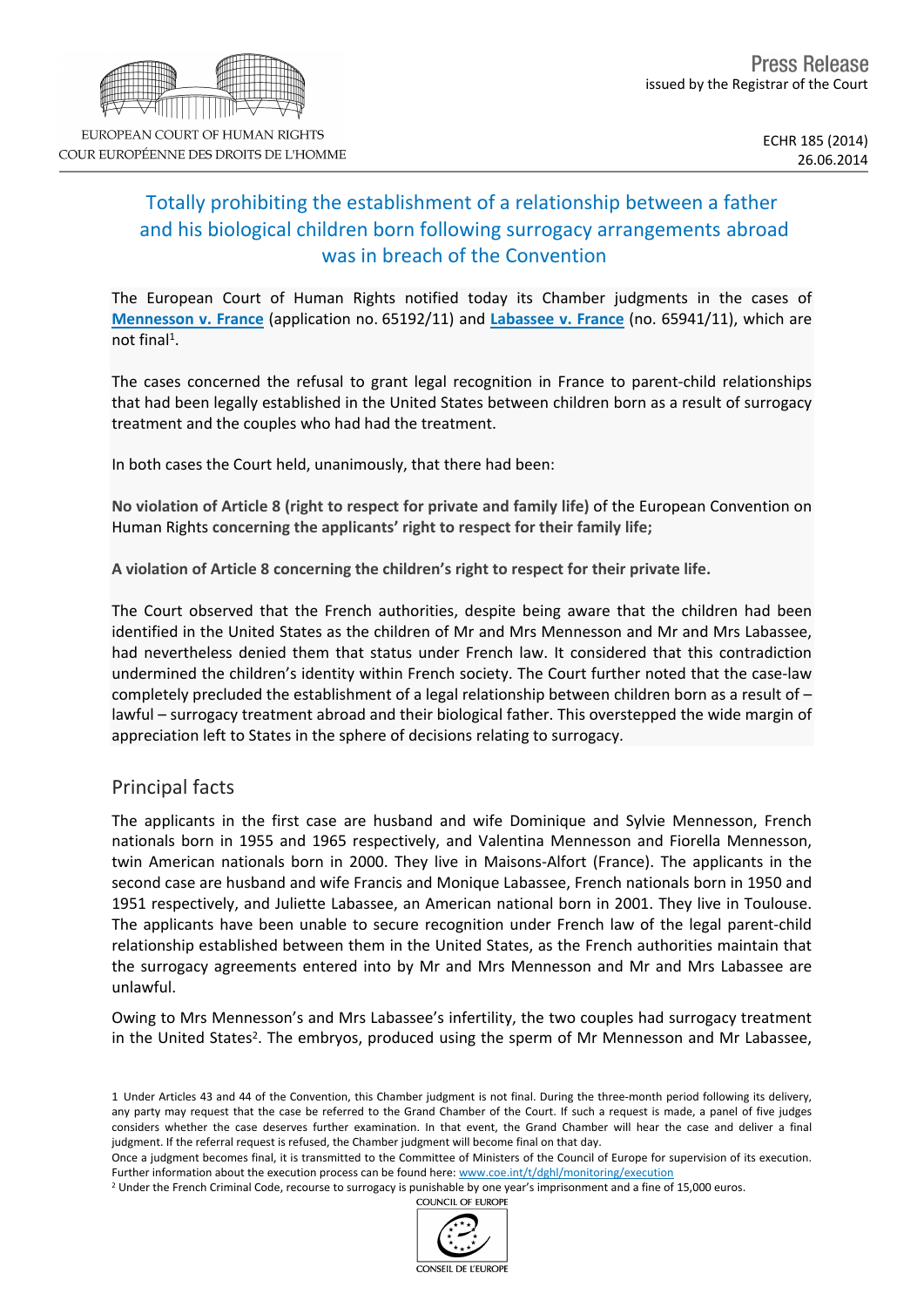Press Release
issued by the Registrar of the Court

ECHR 185 (2014)
26.06.2014

# Totally prohibiting the establishment of a relationship between a father and his biological children born following surrogacy arrangements abroad was in breach of the Convention

The European Court of Human Rights notified today its Chamber judgments in the cases of **Mennesson v. France** (application no. 65192/11) and **Labassee v. France** (no. 65941/11), which are not final[1].

The cases concerned the refusal to grant legal recognition in France to parent-child relationships that had been legally established in the United States between children born as a result of surrogacy treatment and the couples who had had the treatment.

In both cases the Court held, unanimously, that there had been:

**No violation of Article 8 (right to respect for private and family life)** of the European Convention on Human Rights **concerning the applicants' right to respect for their family life;**

**A violation of Article 8 concerning the children's right to respect for their private life.**

The Court observed that the French authorities, despite being aware that the children had been identified in the United States as the children of Mr and Mrs Mennesson and Mr and Mrs Labassee, had nevertheless denied them that status under French law. It considered that this contradiction undermined the children's identity within French society. The Court further noted that the case-law completely precluded the establishment of a legal relationship between children born as a result of – lawful – surrogacy treatment abroad and their biological father. This overstepped the wide margin of appreciation left to States in the sphere of decisions relating to surrogacy.

## Principal facts

The applicants in the first case are husband and wife Dominique and Sylvie Mennesson, French nationals born in 1955 and 1965 respectively, and Valentina Mennesson and Fiorella Mennesson, twin American nationals born in 2000. They live in Maisons-Alfort (France). The applicants in the second case are husband and wife Francis and Monique Labassee, French nationals born in 1950 and 1951 respectively, and Juliette Labassee, an American national born in 2001. They live in Toulouse. The applicants have been unable to secure recognition under French law of the legal parent-child relationship established between them in the United States, as the French authorities maintain that the surrogacy agreements entered into by Mr and Mrs Mennesson and Mr and Mrs Labassee are unlawful.

Owing to Mrs Mennesson's and Mrs Labassee's infertility, the two couples had surrogacy treatment in the United States[2]. The embryos, produced using the sperm of Mr Mennesson and Mr Labassee,

[1] Under Articles 43 and 44 of the Convention, this Chamber judgment is not final. During the three-month period following its delivery, any party may request that the case be referred to the Grand Chamber of the Court. If such a request is made, a panel of five judges considers whether the case deserves further examination. In that event, the Grand Chamber will hear the case and deliver a final judgment. If the referral request is refused, the Chamber judgment will become final on that day.
Once a judgment becomes final, it is transmitted to the Committee of Ministers of the Council of Europe for supervision of its execution. Further information about the execution process can be found here: www.coe.int/t/dghl/monitoring/execution

[2] Under the French Criminal Code, recourse to surrogacy is punishable by one year's imprisonment and a fine of 15,000 euros.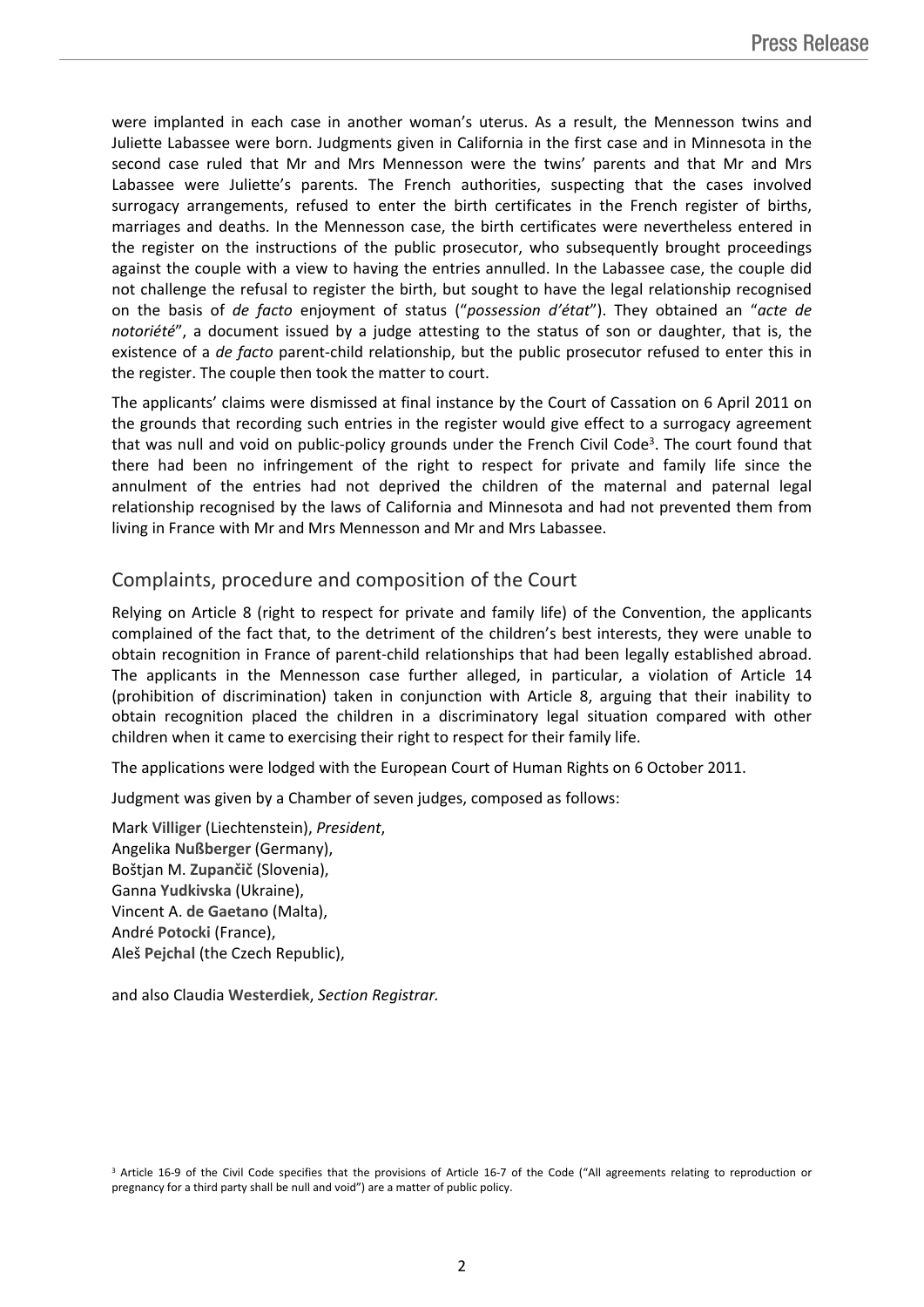were implanted in each case in another woman's uterus. As a result, the Mennesson twins and Juliette Labassee were born. Judgments given in California in the first case and in Minnesota in the second case ruled that Mr and Mrs Mennesson were the twins' parents and that Mr and Mrs Labassee were Juliette's parents. The French authorities, suspecting that the cases involved surrogacy arrangements, refused to enter the birth certificates in the French register of births, marriages and deaths. In the Mennesson case, the birth certificates were nevertheless entered in the register on the instructions of the public prosecutor, who subsequently brought proceedings against the couple with a view to having the entries annulled. In the Labassee case, the couple did not challenge the refusal to register the birth, but sought to have the legal relationship recognised on the basis of *de facto* enjoyment of status ("*possession d'état*"). They obtained an "*acte de notoriété*", a document issued by a judge attesting to the status of son or daughter, that is, the existence of a *de facto* parent-child relationship, but the public prosecutor refused to enter this in the register. The couple then took the matter to court.

The applicants' claims were dismissed at final instance by the Court of Cassation on 6 April 2011 on the grounds that recording such entries in the register would give effect to a surrogacy agreement that was null and void on public-policy grounds under the French Civil Code[3]. The court found that there had been no infringement of the right to respect for private and family life since the annulment of the entries had not deprived the children of the maternal and paternal legal relationship recognised by the laws of California and Minnesota and had not prevented them from living in France with Mr and Mrs Mennesson and Mr and Mrs Labassee.

## Complaints, procedure and composition of the Court

Relying on Article 8 (right to respect for private and family life) of the Convention, the applicants complained of the fact that, to the detriment of the children's best interests, they were unable to obtain recognition in France of parent-child relationships that had been legally established abroad. The applicants in the Mennesson case further alleged, in particular, a violation of Article 14 (prohibition of discrimination) taken in conjunction with Article 8, arguing that their inability to obtain recognition placed the children in a discriminatory legal situation compared with other children when it came to exercising their right to respect for their family life.

The applications were lodged with the European Court of Human Rights on 6 October 2011.

Judgment was given by a Chamber of seven judges, composed as follows:

Mark **Villiger** (Liechtenstein), *President*,
Angelika **Nußberger** (Germany),
Boštjan M. **Zupančič** (Slovenia),
Ganna **Yudkivska** (Ukraine),
Vincent A. **de Gaetano** (Malta),
André **Potocki** (France),
Aleš **Pejchal** (the Czech Republic),

and also Claudia **Westerdiek**, *Section Registrar.*

[3] Article 16-9 of the Civil Code specifies that the provisions of Article 16-7 of the Code ("All agreements relating to reproduction or pregnancy for a third party shall be null and void") are a matter of public policy.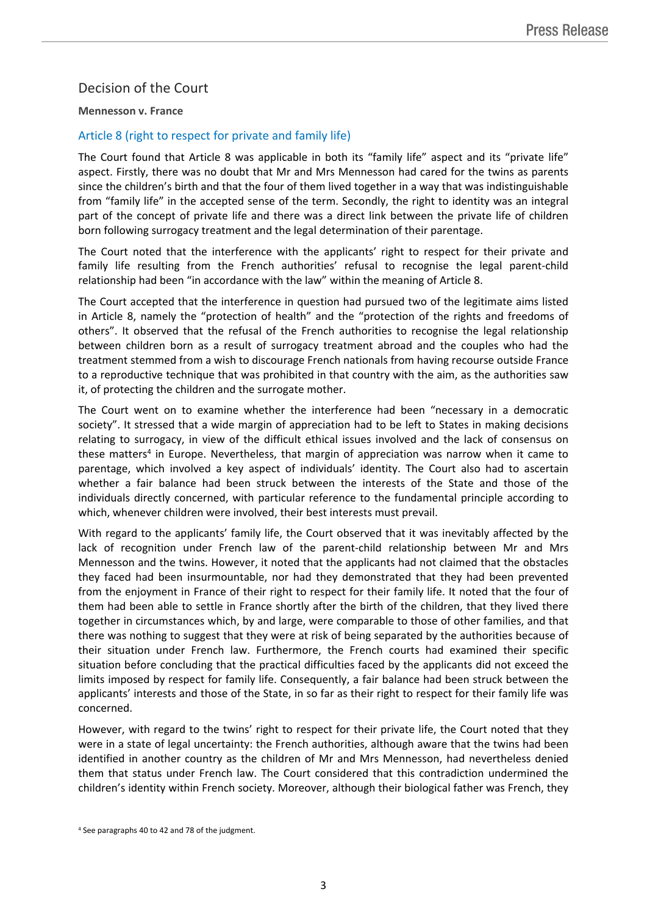## Decision of the Court

**Mennesson v. France**

### Article 8 (right to respect for private and family life)

The Court found that Article 8 was applicable in both its "family life" aspect and its "private life" aspect. Firstly, there was no doubt that Mr and Mrs Mennesson had cared for the twins as parents since the children's birth and that the four of them lived together in a way that was indistinguishable from "family life" in the accepted sense of the term. Secondly, the right to identity was an integral part of the concept of private life and there was a direct link between the private life of children born following surrogacy treatment and the legal determination of their parentage.

The Court noted that the interference with the applicants' right to respect for their private and family life resulting from the French authorities' refusal to recognise the legal parent-child relationship had been "in accordance with the law" within the meaning of Article 8.

The Court accepted that the interference in question had pursued two of the legitimate aims listed in Article 8, namely the "protection of health" and the "protection of the rights and freedoms of others". It observed that the refusal of the French authorities to recognise the legal relationship between children born as a result of surrogacy treatment abroad and the couples who had the treatment stemmed from a wish to discourage French nationals from having recourse outside France to a reproductive technique that was prohibited in that country with the aim, as the authorities saw it, of protecting the children and the surrogate mother.

The Court went on to examine whether the interference had been "necessary in a democratic society". It stressed that a wide margin of appreciation had to be left to States in making decisions relating to surrogacy, in view of the difficult ethical issues involved and the lack of consensus on these matters[4] in Europe. Nevertheless, that margin of appreciation was narrow when it came to parentage, which involved a key aspect of individuals' identity. The Court also had to ascertain whether a fair balance had been struck between the interests of the State and those of the individuals directly concerned, with particular reference to the fundamental principle according to which, whenever children were involved, their best interests must prevail.

With regard to the applicants' family life, the Court observed that it was inevitably affected by the lack of recognition under French law of the parent-child relationship between Mr and Mrs Mennesson and the twins. However, it noted that the applicants had not claimed that the obstacles they faced had been insurmountable, nor had they demonstrated that they had been prevented from the enjoyment in France of their right to respect for their family life. It noted that the four of them had been able to settle in France shortly after the birth of the children, that they lived there together in circumstances which, by and large, were comparable to those of other families, and that there was nothing to suggest that they were at risk of being separated by the authorities because of their situation under French law. Furthermore, the French courts had examined their specific situation before concluding that the practical difficulties faced by the applicants did not exceed the limits imposed by respect for family life. Consequently, a fair balance had been struck between the applicants' interests and those of the State, in so far as their right to respect for their family life was concerned.

However, with regard to the twins' right to respect for their private life, the Court noted that they were in a state of legal uncertainty: the French authorities, although aware that the twins had been identified in another country as the children of Mr and Mrs Mennesson, had nevertheless denied them that status under French law. The Court considered that this contradiction undermined the children's identity within French society. Moreover, although their biological father was French, they

[4] See paragraphs 40 to 42 and 78 of the judgment.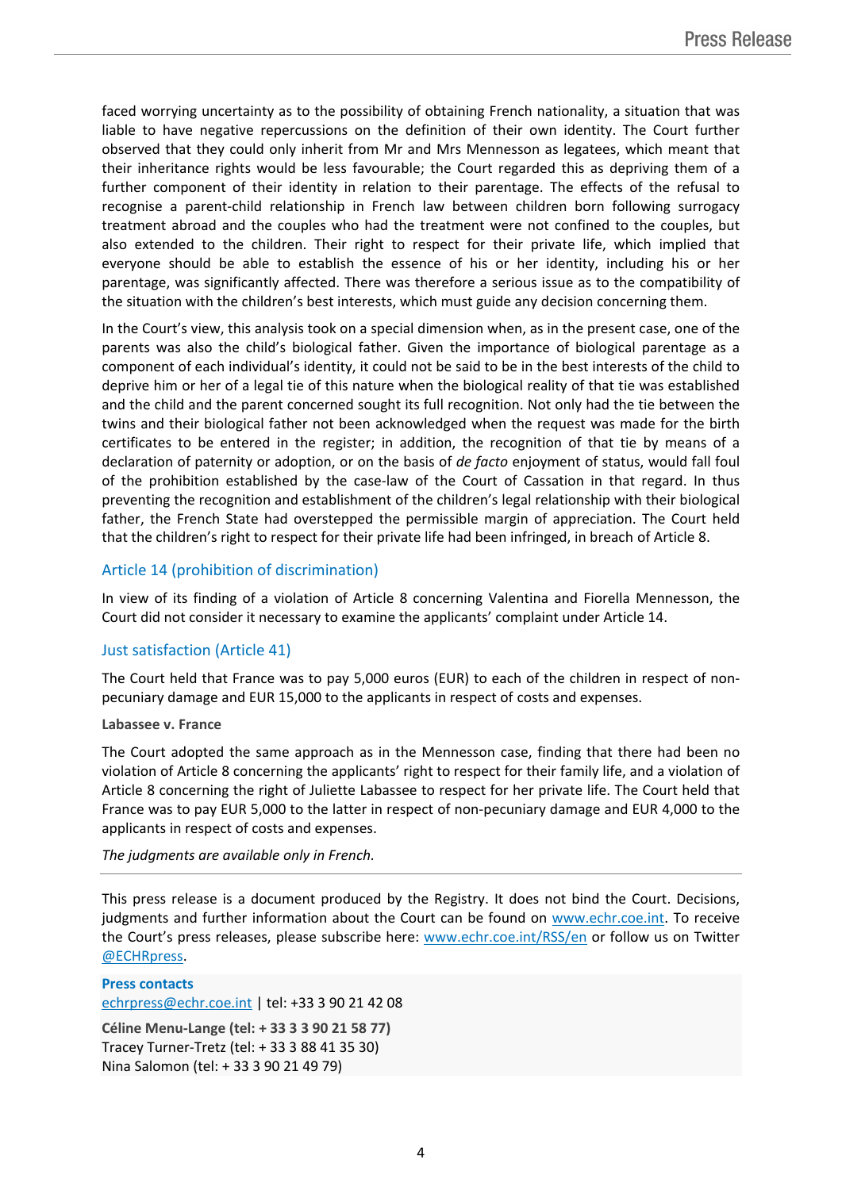faced worrying uncertainty as to the possibility of obtaining French nationality, a situation that was liable to have negative repercussions on the definition of their own identity. The Court further observed that they could only inherit from Mr and Mrs Mennesson as legatees, which meant that their inheritance rights would be less favourable; the Court regarded this as depriving them of a further component of their identity in relation to their parentage. The effects of the refusal to recognise a parent-child relationship in French law between children born following surrogacy treatment abroad and the couples who had the treatment were not confined to the couples, but also extended to the children. Their right to respect for their private life, which implied that everyone should be able to establish the essence of his or her identity, including his or her parentage, was significantly affected. There was therefore a serious issue as to the compatibility of the situation with the children's best interests, which must guide any decision concerning them.

In the Court's view, this analysis took on a special dimension when, as in the present case, one of the parents was also the child's biological father. Given the importance of biological parentage as a component of each individual's identity, it could not be said to be in the best interests of the child to deprive him or her of a legal tie of this nature when the biological reality of that tie was established and the child and the parent concerned sought its full recognition. Not only had the tie between the twins and their biological father not been acknowledged when the request was made for the birth certificates to be entered in the register; in addition, the recognition of that tie by means of a declaration of paternity or adoption, or on the basis of *de facto* enjoyment of status, would fall foul of the prohibition established by the case-law of the Court of Cassation in that regard. In thus preventing the recognition and establishment of the children's legal relationship with their biological father, the French State had overstepped the permissible margin of appreciation. The Court held that the children's right to respect for their private life had been infringed, in breach of Article 8.

## Article 14 (prohibition of discrimination)

In view of its finding of a violation of Article 8 concerning Valentina and Fiorella Mennesson, the Court did not consider it necessary to examine the applicants' complaint under Article 14.

## Just satisfaction (Article 41)

The Court held that France was to pay 5,000 euros (EUR) to each of the children in respect of non-pecuniary damage and EUR 15,000 to the applicants in respect of costs and expenses.

**Labassee v. France**

The Court adopted the same approach as in the Mennesson case, finding that there had been no violation of Article 8 concerning the applicants' right to respect for their family life, and a violation of Article 8 concerning the right of Juliette Labassee to respect for her private life. The Court held that France was to pay EUR 5,000 to the latter in respect of non-pecuniary damage and EUR 4,000 to the applicants in respect of costs and expenses.

*The judgments are available only in French.*

---

This press release is a document produced by the Registry. It does not bind the Court. Decisions, judgments and further information about the Court can be found on www.echr.coe.int. To receive the Court's press releases, please subscribe here: www.echr.coe.int/RSS/en or follow us on Twitter @ECHRpress.

**Press contacts**
echrpress@echr.coe.int | tel: +33 3 90 21 42 08

**Céline Menu-Lange (tel: + 33 3 3 90 21 58 77)**
Tracey Turner-Tretz (tel: + 33 3 88 41 35 30)
Nina Salomon (tel: + 33 3 90 21 49 79)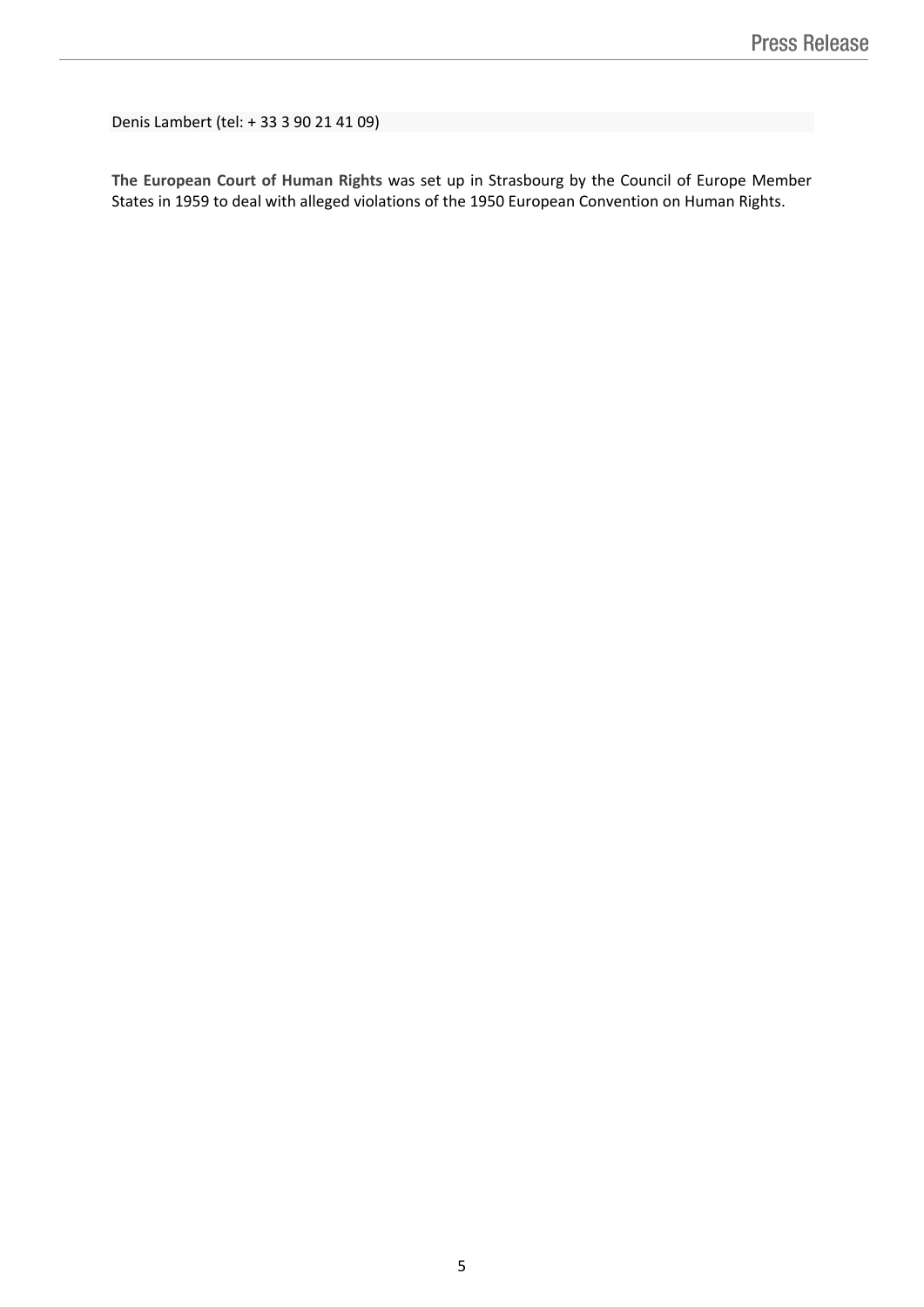Denis Lambert (tel: + 33 3 90 21 41 09)

**The European Court of Human Rights** was set up in Strasbourg by the Council of Europe Member States in 1959 to deal with alleged violations of the 1950 European Convention on Human Rights.